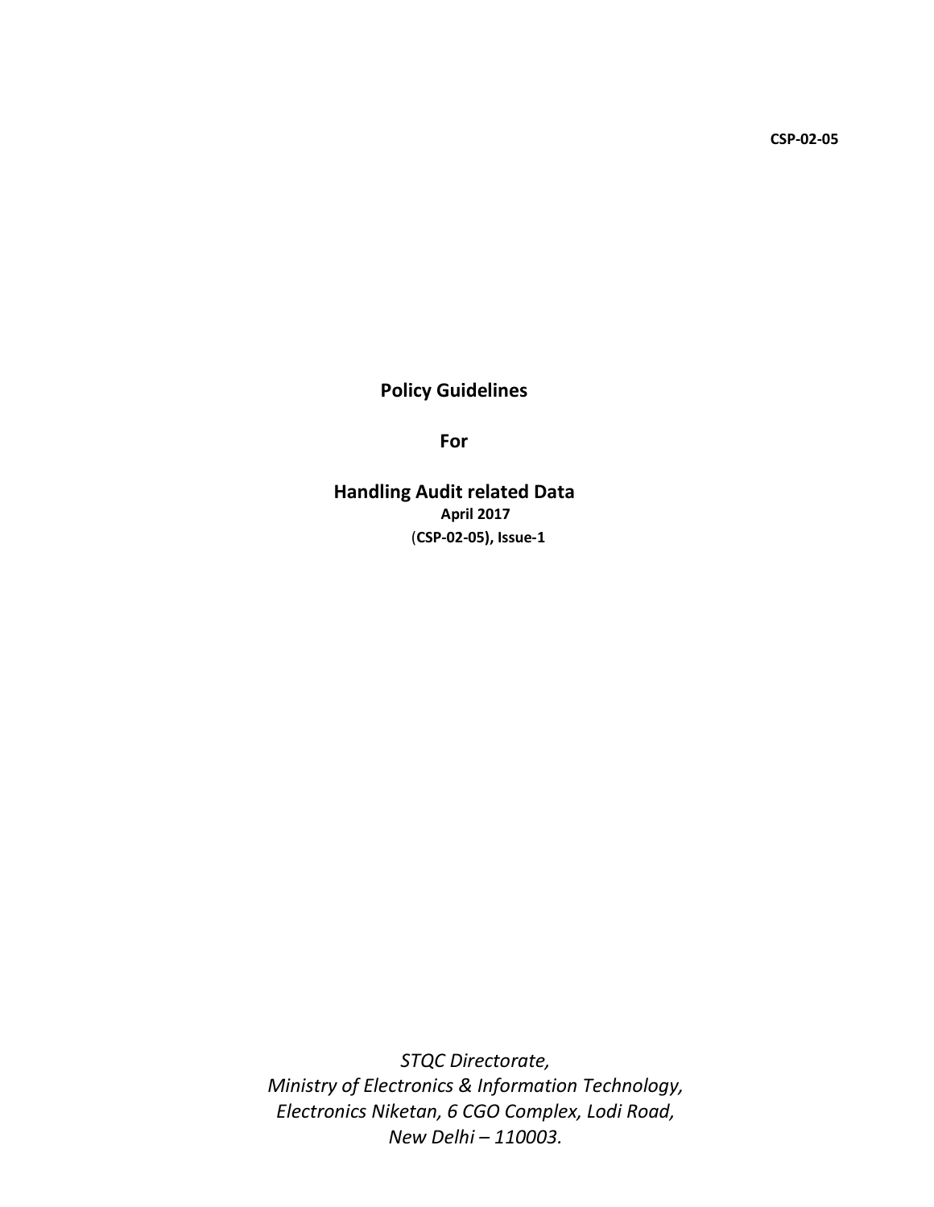**CSP-02-05**

# Policy Guidelines

# For

# Handling Audit related Data

**April 2017**

(**CSP-02-05), Issue-1**

*STQC Directorate,*
*Ministry of Electronics & Information Technology,*
*Electronics Niketan, 6 CGO Complex, Lodi Road,*
*New Delhi – 110003.*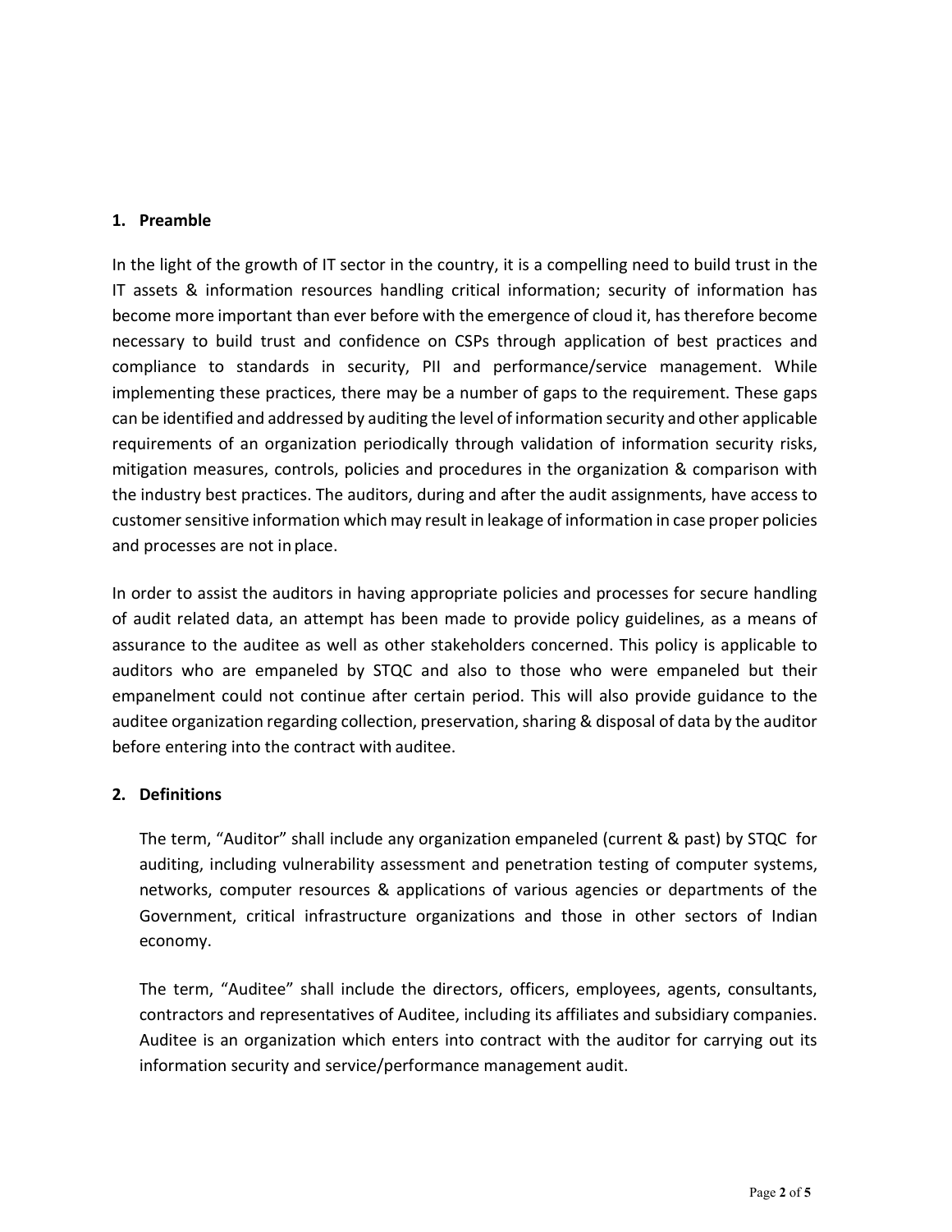## 1. Preamble

In the light of the growth of IT sector in the country, it is a compelling need to build trust in the IT assets & information resources handling critical information; security of information has become more important than ever before with the emergence of cloud it, has therefore become necessary to build trust and confidence on CSPs through application of best practices and compliance to standards in security, PII and performance/service management. While implementing these practices, there may be a number of gaps to the requirement. These gaps can be identified and addressed by auditing the level of information security and other applicable requirements of an organization periodically through validation of information security risks, mitigation measures, controls, policies and procedures in the organization & comparison with the industry best practices. The auditors, during and after the audit assignments, have access to customer sensitive information which may result in leakage of information in case proper policies and processes are not in place.

In order to assist the auditors in having appropriate policies and processes for secure handling of audit related data, an attempt has been made to provide policy guidelines, as a means of assurance to the auditee as well as other stakeholders concerned. This policy is applicable to auditors who are empaneled by STQC and also to those who were empaneled but their empanelment could not continue after certain period. This will also provide guidance to the auditee organization regarding collection, preservation, sharing & disposal of data by the auditor before entering into the contract with auditee.

## 2. Definitions

The term, "Auditor" shall include any organization empaneled (current & past) by STQC for auditing, including vulnerability assessment and penetration testing of computer systems, networks, computer resources & applications of various agencies or departments of the Government, critical infrastructure organizations and those in other sectors of Indian economy.

The term, "Auditee" shall include the directors, officers, employees, agents, consultants, contractors and representatives of Auditee, including its affiliates and subsidiary companies. Auditee is an organization which enters into contract with the auditor for carrying out its information security and service/performance management audit.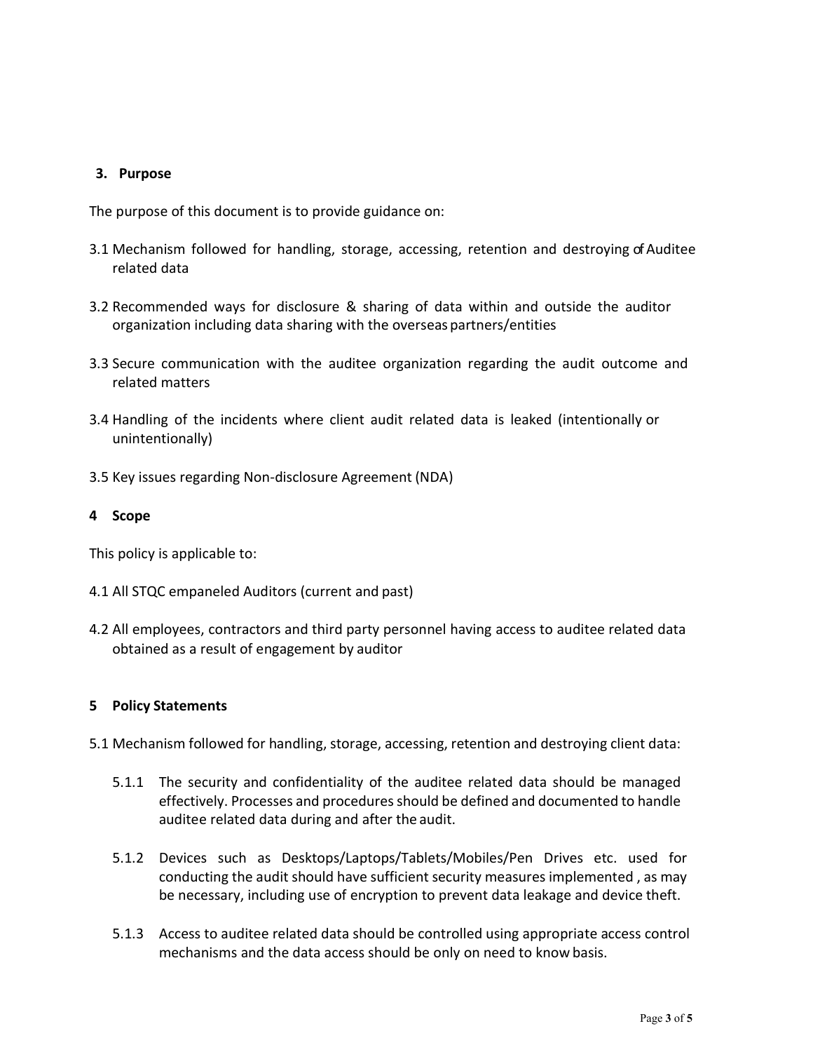## 3. Purpose

The purpose of this document is to provide guidance on:

3.1 Mechanism followed for handling, storage, accessing, retention and destroying of Auditee related data

3.2 Recommended ways for disclosure & sharing of data within and outside the auditor organization including data sharing with the overseas partners/entities

3.3 Secure communication with the auditee organization regarding the audit outcome and related matters

3.4 Handling of the incidents where client audit related data is leaked (intentionally or unintentionally)

3.5 Key issues regarding Non-disclosure Agreement (NDA)

## 4 Scope

This policy is applicable to:

4.1 All STQC empaneled Auditors (current and past)

4.2 All employees, contractors and third party personnel having access to auditee related data obtained as a result of engagement by auditor

## 5 Policy Statements

5.1 Mechanism followed for handling, storage, accessing, retention and destroying client data:

5.1.1 The security and confidentiality of the auditee related data should be managed effectively. Processes and procedures should be defined and documented to handle auditee related data during and after the audit.

5.1.2 Devices such as Desktops/Laptops/Tablets/Mobiles/Pen Drives etc. used for conducting the audit should have sufficient security measures implemented , as may be necessary, including use of encryption to prevent data leakage and device theft.

5.1.3 Access to auditee related data should be controlled using appropriate access control mechanisms and the data access should be only on need to know basis.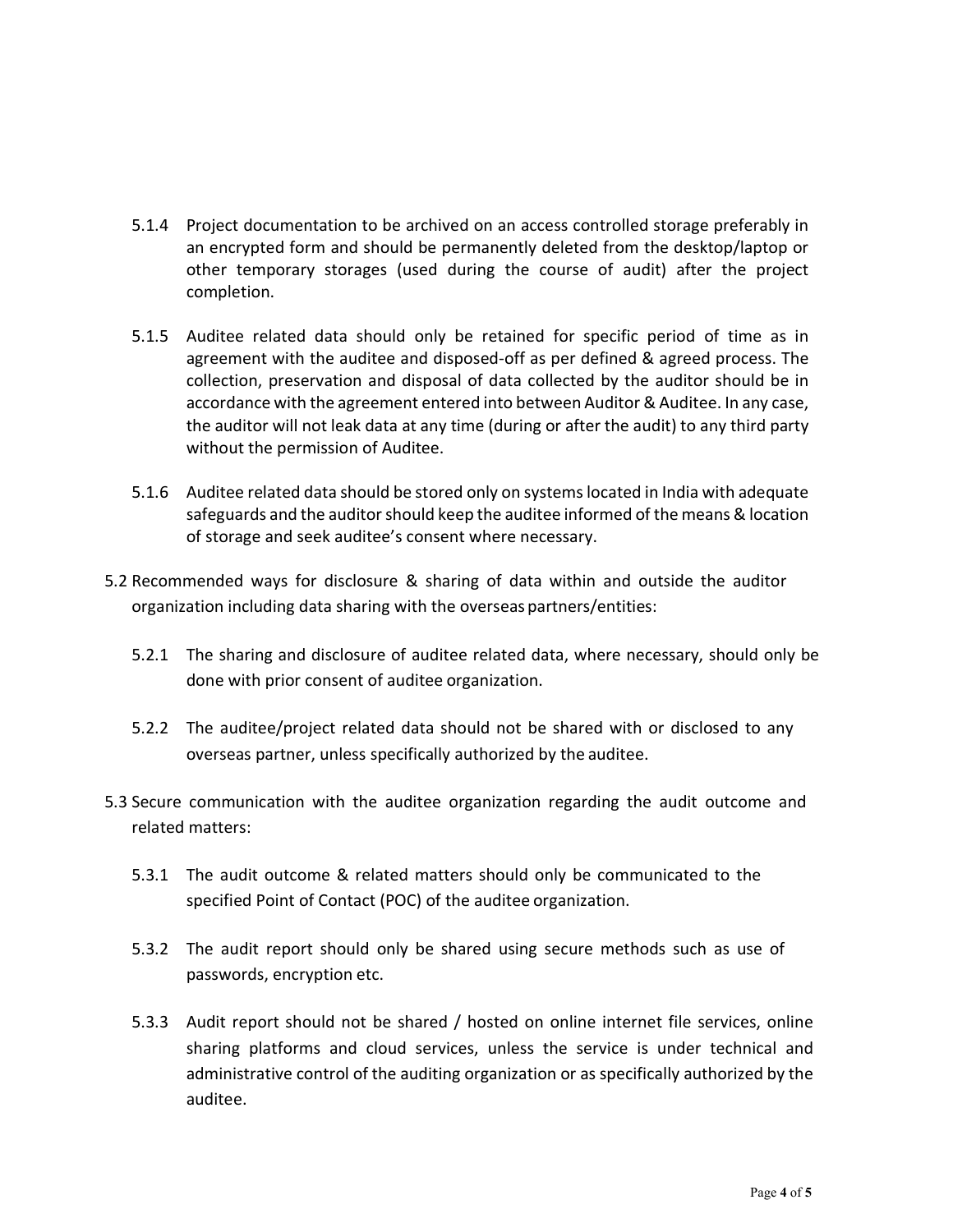5.1.4 Project documentation to be archived on an access controlled storage preferably in an encrypted form and should be permanently deleted from the desktop/laptop or other temporary storages (used during the course of audit) after the project completion.

5.1.5 Auditee related data should only be retained for specific period of time as in agreement with the auditee and disposed-off as per defined & agreed process. The collection, preservation and disposal of data collected by the auditor should be in accordance with the agreement entered into between Auditor & Auditee. In any case, the auditor will not leak data at any time (during or after the audit) to any third party without the permission of Auditee.

5.1.6 Auditee related data should be stored only on systems located in India with adequate safeguards and the auditor should keep the auditee informed of the means & location of storage and seek auditee's consent where necessary.

5.2 Recommended ways for disclosure & sharing of data within and outside the auditor organization including data sharing with the overseas partners/entities:

5.2.1 The sharing and disclosure of auditee related data, where necessary, should only be done with prior consent of auditee organization.

5.2.2 The auditee/project related data should not be shared with or disclosed to any overseas partner, unless specifically authorized by the auditee.

5.3 Secure communication with the auditee organization regarding the audit outcome and related matters:

5.3.1 The audit outcome & related matters should only be communicated to the specified Point of Contact (POC) of the auditee organization.

5.3.2 The audit report should only be shared using secure methods such as use of passwords, encryption etc.

5.3.3 Audit report should not be shared / hosted on online internet file services, online sharing platforms and cloud services, unless the service is under technical and administrative control of the auditing organization or as specifically authorized by the auditee.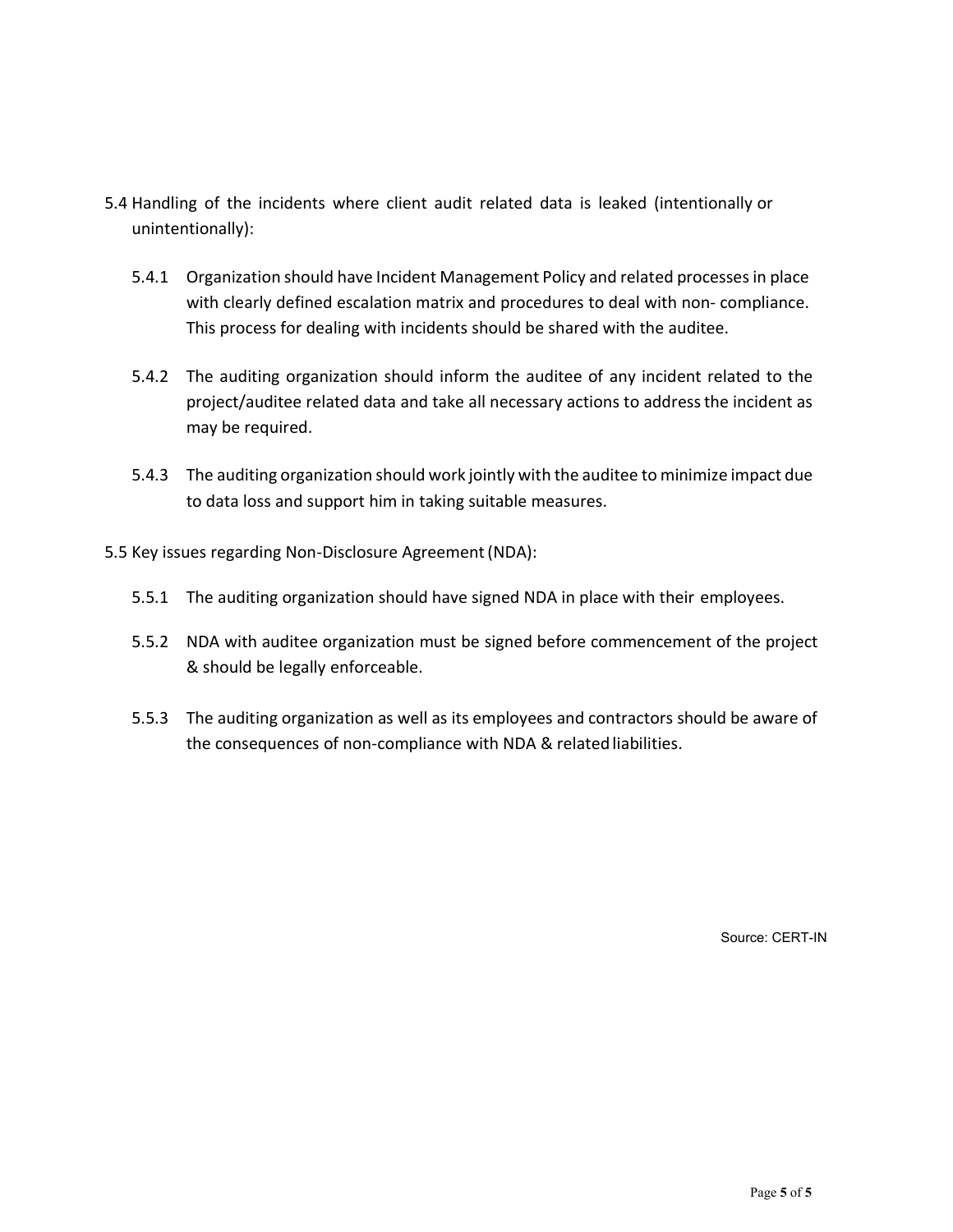5.4 Handling of the incidents where client audit related data is leaked (intentionally or unintentionally):

5.4.1 Organization should have Incident Management Policy and related processes in place with clearly defined escalation matrix and procedures to deal with non- compliance. This process for dealing with incidents should be shared with the auditee.

5.4.2 The auditing organization should inform the auditee of any incident related to the project/auditee related data and take all necessary actions to address the incident as may be required.

5.4.3 The auditing organization should work jointly with the auditee to minimize impact due to data loss and support him in taking suitable measures.

5.5 Key issues regarding Non-Disclosure Agreement (NDA):

5.5.1 The auditing organization should have signed NDA in place with their employees.

5.5.2 NDA with auditee organization must be signed before commencement of the project & should be legally enforceable.

5.5.3 The auditing organization as well as its employees and contractors should be aware of the consequences of non-compliance with NDA & related liabilities.

Source: CERT-IN